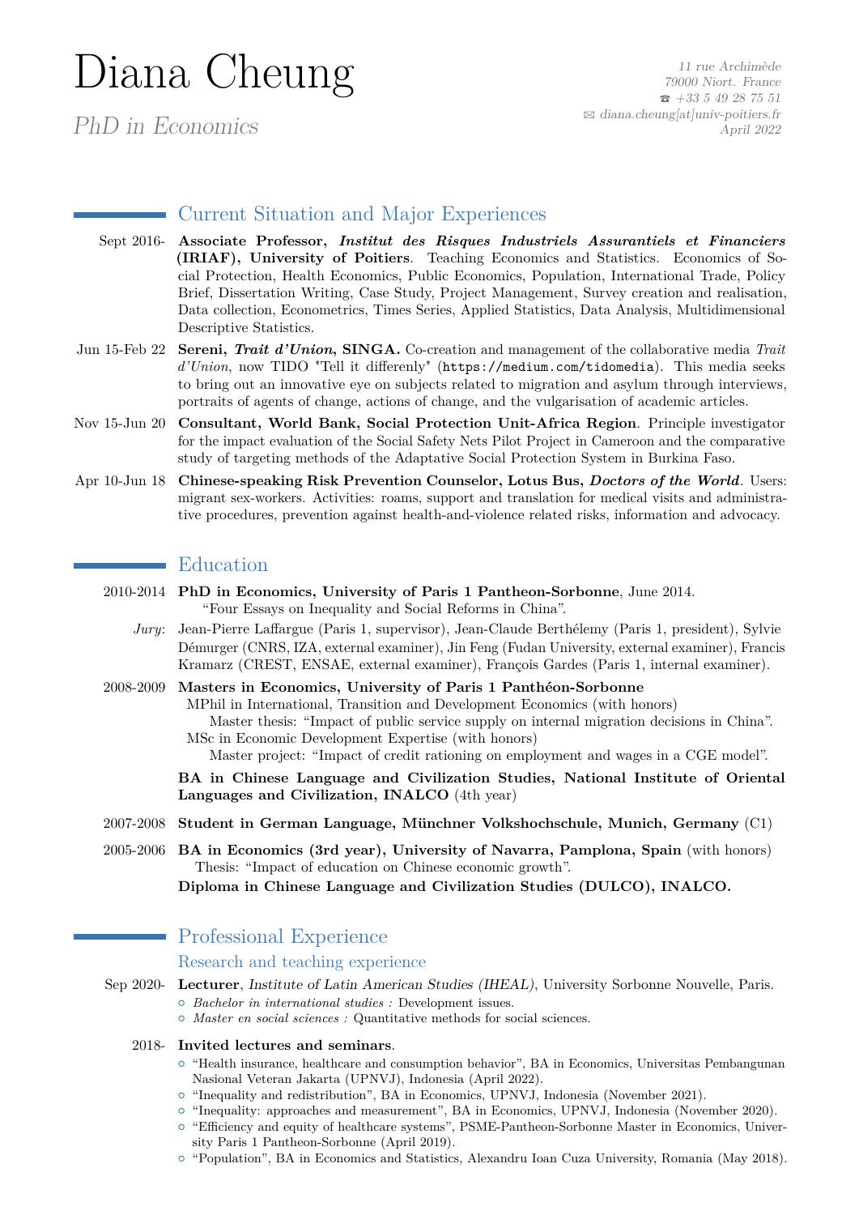# Diana Cheung

*PhD in Economics*

*11 rue Archimède*
*79000 Niort. France*
*☎ +33 5 49 28 75 51*
*✉ diana.cheung[at]univ-poitiers.fr*
*April 2022*

## Current Situation and Major Experiences

**Sept 2016-** **Associate Professor, *Institut des Risques Industriels Assurantiels et Financiers* (IRIAF), University of Poitiers**. Teaching Economics and Statistics. Economics of Social Protection, Health Economics, Public Economics, Population, International Trade, Policy Brief, Dissertation Writing, Case Study, Project Management, Survey creation and realisation, Data collection, Econometrics, Times Series, Applied Statistics, Data Analysis, Multidimensional Descriptive Statistics.

**Jun 15-Feb 22** **Sereni, *Trait d'Union*, SINGA.** Co-creation and management of the collaborative media *Trait d'Union*, now TIDO "Tell it differently" (`https://medium.com/tidomedia`). This media seeks to bring out an innovative eye on subjects related to migration and asylum through interviews, portraits of agents of change, actions of change, and the vulgarisation of academic articles.

**Nov 15-Jun 20** **Consultant, World Bank, Social Protection Unit-Africa Region**. Principle investigator for the impact evaluation of the Social Safety Nets Pilot Project in Cameroon and the comparative study of targeting methods of the Adaptative Social Protection System in Burkina Faso.

**Apr 10-Jun 18** **Chinese-speaking Risk Prevention Counselor, Lotus Bus, *Doctors of the World***. Users: migrant sex-workers. Activities: roams, support and translation for medical visits and administrative procedures, prevention against health-and-violence related risks, information and advocacy.

## Education

**2010-2014** **PhD in Economics, University of Paris 1 Pantheon-Sorbonne**, June 2014.
"Four Essays on Inequality and Social Reforms in China".

*Jury*: Jean-Pierre Laffargue (Paris 1, supervisor), Jean-Claude Berthélemy (Paris 1, president), Sylvie Démurger (CNRS, IZA, external examiner), Jin Feng (Fudan University, external examiner), Francis Kramarz (CREST, ENSAE, external examiner), François Gardes (Paris 1, internal examiner).

**2008-2009** **Masters in Economics, University of Paris 1 Panthéon-Sorbonne**
MPhil in International, Transition and Development Economics (with honors)
Master thesis: "Impact of public service supply on internal migration decisions in China".
MSc in Economic Development Expertise (with honors)
Master project: "Impact of credit rationing on employment and wages in a CGE model".

**BA in Chinese Language and Civilization Studies, National Institute of Oriental Languages and Civilization, INALCO** (4th year)

**2007-2008** **Student in German Language, Münchner Volkshochschule, Munich, Germany** (C1)

**2005-2006** **BA in Economics (3rd year), University of Navarra, Pamplona, Spain** (with honors)
Thesis: "Impact of education on Chinese economic growth".

**Diploma in Chinese Language and Civilization Studies (DULCO), INALCO.**

## Professional Experience

### Research and teaching experience

**Sep 2020-** **Lecturer**, *Institute of Latin American Studies (IHEAL)*, University Sorbonne Nouvelle, Paris.
- *Bachelor in international studies :* Development issues.
- *Master en social sciences :* Quantitative methods for social sciences.

**2018-** **Invited lectures and seminars**.
- "Health insurance, healthcare and consumption behavior", BA in Economics, Universitas Pembangunan Nasional Veteran Jakarta (UPNVJ), Indonesia (April 2022).
- "Inequality and redistribution", BA in Economics, UPNVJ, Indonesia (November 2021).
- "Inequality: approaches and measurement", BA in Economics, UPNVJ, Indonesia (November 2020).
- "Efficiency and equity of healthcare systems", PSME-Pantheon-Sorbonne Master in Economics, University Paris 1 Pantheon-Sorbonne (April 2019).
- "Population", BA in Economics and Statistics, Alexandru Ioan Cuza University, Romania (May 2018).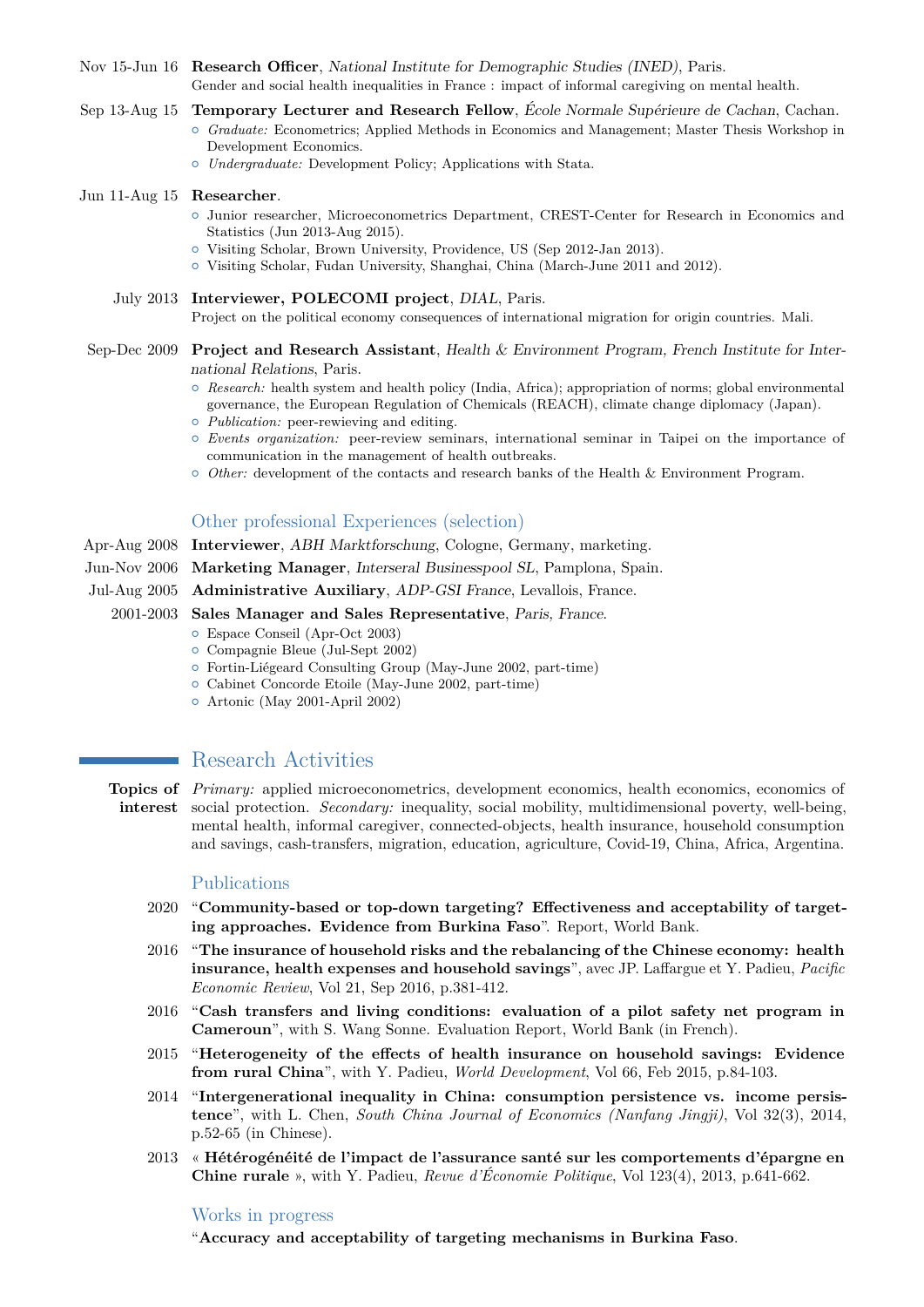**Nov 15-Jun 16** — **Research Officer**, *National Institute for Demographic Studies (INED)*, Paris.
Gender and social health inequalities in France : impact of informal caregiving on mental health.

**Sep 13-Aug 15** — **Temporary Lecturer and Research Fellow**, *École Normale Supérieure de Cachan*, Cachan.
- *Graduate:* Econometrics; Applied Methods in Economics and Management; Master Thesis Workshop in Development Economics.
- *Undergraduate:* Development Policy; Applications with Stata.

**Jun 11-Aug 15** — **Researcher**.
- Junior researcher, Microeconometrics Department, CREST-Center for Research in Economics and Statistics (Jun 2013-Aug 2015).
- Visiting Scholar, Brown University, Providence, US (Sep 2012-Jan 2013).
- Visiting Scholar, Fudan University, Shanghai, China (March-June 2011 and 2012).

**July 2013** — **Interviewer, POLECOMI project**, *DIAL*, Paris.
Project on the political economy consequences of international migration for origin countries. Mali.

**Sep-Dec 2009** — **Project and Research Assistant**, *Health & Environment Program, French Institute for International Relations*, Paris.
- *Research:* health system and health policy (India, Africa); appropriation of norms; global environmental governance, the European Regulation of Chemicals (REACH), climate change diplomacy (Japan).
- *Publication:* peer-rewieving and editing.
- *Events organization:* peer-review seminars, international seminar in Taipei on the importance of communication in the management of health outbreaks.
- *Other:* development of the contacts and research banks of the Health & Environment Program.

### Other professional Experiences (selection)

**Apr-Aug 2008** — **Interviewer**, *ABH Marktforschung*, Cologne, Germany, marketing.

**Jun-Nov 2006** — **Marketing Manager**, *Interseral Businesspool SL*, Pamplona, Spain.

**Jul-Aug 2005** — **Administrative Auxiliary**, *ADP-GSI France*, Levallois, France.

**2001-2003** — **Sales Manager and Sales Representative**, *Paris, France*.
- Espace Conseil (Apr-Oct 2003)
- Compagnie Bleue (Jul-Sept 2002)
- Fortin-Liégeard Consulting Group (May-June 2002, part-time)
- Cabinet Concorde Etoile (May-June 2002, part-time)
- Artonic (May 2001-April 2002)

## Research Activities

**Topics of interest** — *Primary:* applied microeconometrics, development economics, health economics, economics of social protection. *Secondary:* inequality, social mobility, multidimensional poverty, well-being, mental health, informal caregiver, connected-objects, health insurance, household consumption and savings, cash-transfers, migration, education, agriculture, Covid-19, China, Africa, Argentina.

### Publications

**2020** — "**Community-based or top-down targeting? Effectiveness and acceptability of targeting approaches. Evidence from Burkina Faso**". Report, World Bank.

**2016** — "**The insurance of household risks and the rebalancing of the Chinese economy: health insurance, health expenses and household savings**", avec JP. Laffargue et Y. Padieu, *Pacific Economic Review*, Vol 21, Sep 2016, p.381-412.

**2016** — "**Cash transfers and living conditions: evaluation of a pilot safety net program in Cameroun**", with S. Wang Sonne. Evaluation Report, World Bank (in French).

**2015** — "**Heterogeneity of the effects of health insurance on household savings: Evidence from rural China**", with Y. Padieu, *World Development*, Vol 66, Feb 2015, p.84-103.

**2014** — "**Intergenerational inequality in China: consumption persistence vs. income persistence**", with L. Chen, *South China Journal of Economics (Nanfang Jingji)*, Vol 32(3), 2014, p.52-65 (in Chinese).

**2013** — « **Hétérogénéité de l'impact de l'assurance santé sur les comportements d'épargne en Chine rurale** », with Y. Padieu, *Revue d'Économie Politique*, Vol 123(4), 2013, p.641-662.

### Works in progress

"**Accuracy and acceptability of targeting mechanisms in Burkina Faso**.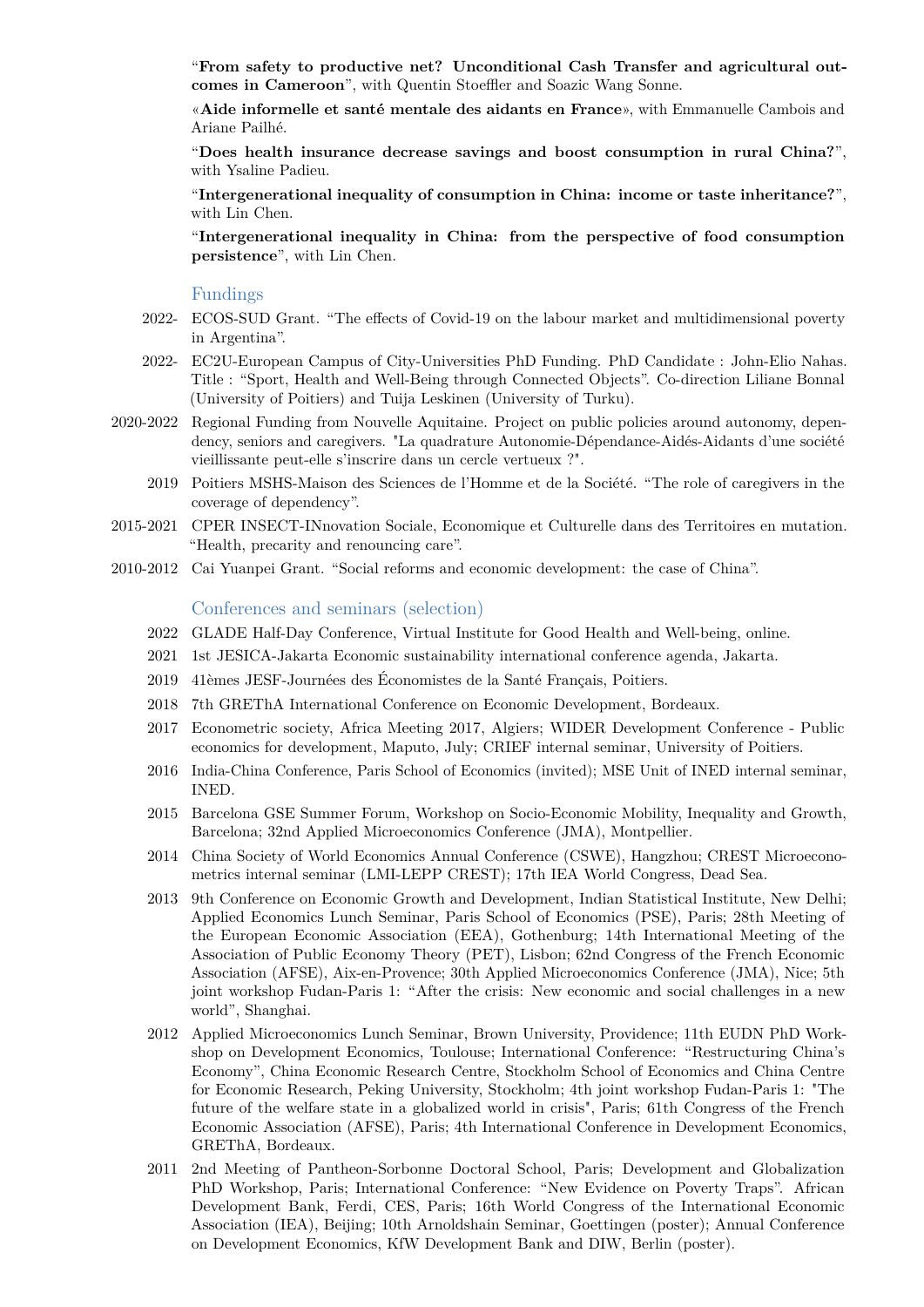"**From safety to productive net? Unconditional Cash Transfer and agricultural outcomes in Cameroon**", with Quentin Stoeffler and Soazic Wang Sonne.

«**Aide informelle et santé mentale des aidants en France**», with Emmanuelle Cambois and Ariane Pailhé.

"**Does health insurance decrease savings and boost consumption in rural China?**", with Ysaline Padieu.

"**Intergenerational inequality of consumption in China: income or taste inheritance?**", with Lin Chen.

"**Intergenerational inequality in China: from the perspective of food consumption persistence**", with Lin Chen.

## Fundings

- 2022- ECOS-SUD Grant. "The effects of Covid-19 on the labour market and multidimensional poverty in Argentina".
- 2022- EC2U-European Campus of City-Universities PhD Funding. PhD Candidate : John-Elio Nahas. Title : "Sport, Health and Well-Being through Connected Objects". Co-direction Liliane Bonnal (University of Poitiers) and Tuija Leskinen (University of Turku).
- 2020-2022 Regional Funding from Nouvelle Aquitaine. Project on public policies around autonomy, dependency, seniors and caregivers. "La quadrature Autonomie-Dépendance-Aidés-Aidants d'une société vieillissante peut-elle s'inscrire dans un cercle vertueux ?".
- 2019 Poitiers MSHS-Maison des Sciences de l'Homme et de la Société. "The role of caregivers in the coverage of dependency".
- 2015-2021 CPER INSECT-INnovation Sociale, Economique et Culturelle dans des Territoires en mutation. "Health, precarity and renouncing care".
- 2010-2012 Cai Yuanpei Grant. "Social reforms and economic development: the case of China".

## Conferences and seminars (selection)

- 2022 GLADE Half-Day Conference, Virtual Institute for Good Health and Well-being, online.
- 2021 1st JESICA-Jakarta Economic sustainability international conference agenda, Jakarta.
- 2019 41èmes JESF-Journées des Économistes de la Santé Français, Poitiers.
- 2018 7th GREThA International Conference on Economic Development, Bordeaux.
- 2017 Econometric society, Africa Meeting 2017, Algiers; WIDER Development Conference - Public economics for development, Maputo, July; CRIEF internal seminar, University of Poitiers.
- 2016 India-China Conference, Paris School of Economics (invited); MSE Unit of INED internal seminar, INED.
- 2015 Barcelona GSE Summer Forum, Workshop on Socio-Economic Mobility, Inequality and Growth, Barcelona; 32nd Applied Microeconomics Conference (JMA), Montpellier.
- 2014 China Society of World Economics Annual Conference (CSWE), Hangzhou; CREST Microeconometrics internal seminar (LMI-LEPP CREST); 17th IEA World Congress, Dead Sea.
- 2013 9th Conference on Economic Growth and Development, Indian Statistical Institute, New Delhi; Applied Economics Lunch Seminar, Paris School of Economics (PSE), Paris; 28th Meeting of the European Economic Association (EEA), Gothenburg; 14th International Meeting of the Association of Public Economy Theory (PET), Lisbon; 62nd Congress of the French Economic Association (AFSE), Aix-en-Provence; 30th Applied Microeconomics Conference (JMA), Nice; 5th joint workshop Fudan-Paris 1: "After the crisis: New economic and social challenges in a new world", Shanghai.
- 2012 Applied Microeconomics Lunch Seminar, Brown University, Providence; 11th EUDN PhD Workshop on Development Economics, Toulouse; International Conference: "Restructuring China's Economy", China Economic Research Centre, Stockholm School of Economics and China Centre for Economic Research, Peking University, Stockholm; 4th joint workshop Fudan-Paris 1: "The future of the welfare state in a globalized world in crisis", Paris; 61th Congress of the French Economic Association (AFSE), Paris; 4th International Conference in Development Economics, GREThA, Bordeaux.
- 2011 2nd Meeting of Pantheon-Sorbonne Doctoral School, Paris; Development and Globalization PhD Workshop, Paris; International Conference: "New Evidence on Poverty Traps". African Development Bank, Ferdi, CES, Paris; 16th World Congress of the International Economic Association (IEA), Beijing; 10th Arnoldshain Seminar, Goettingen (poster); Annual Conference on Development Economics, KfW Development Bank and DIW, Berlin (poster).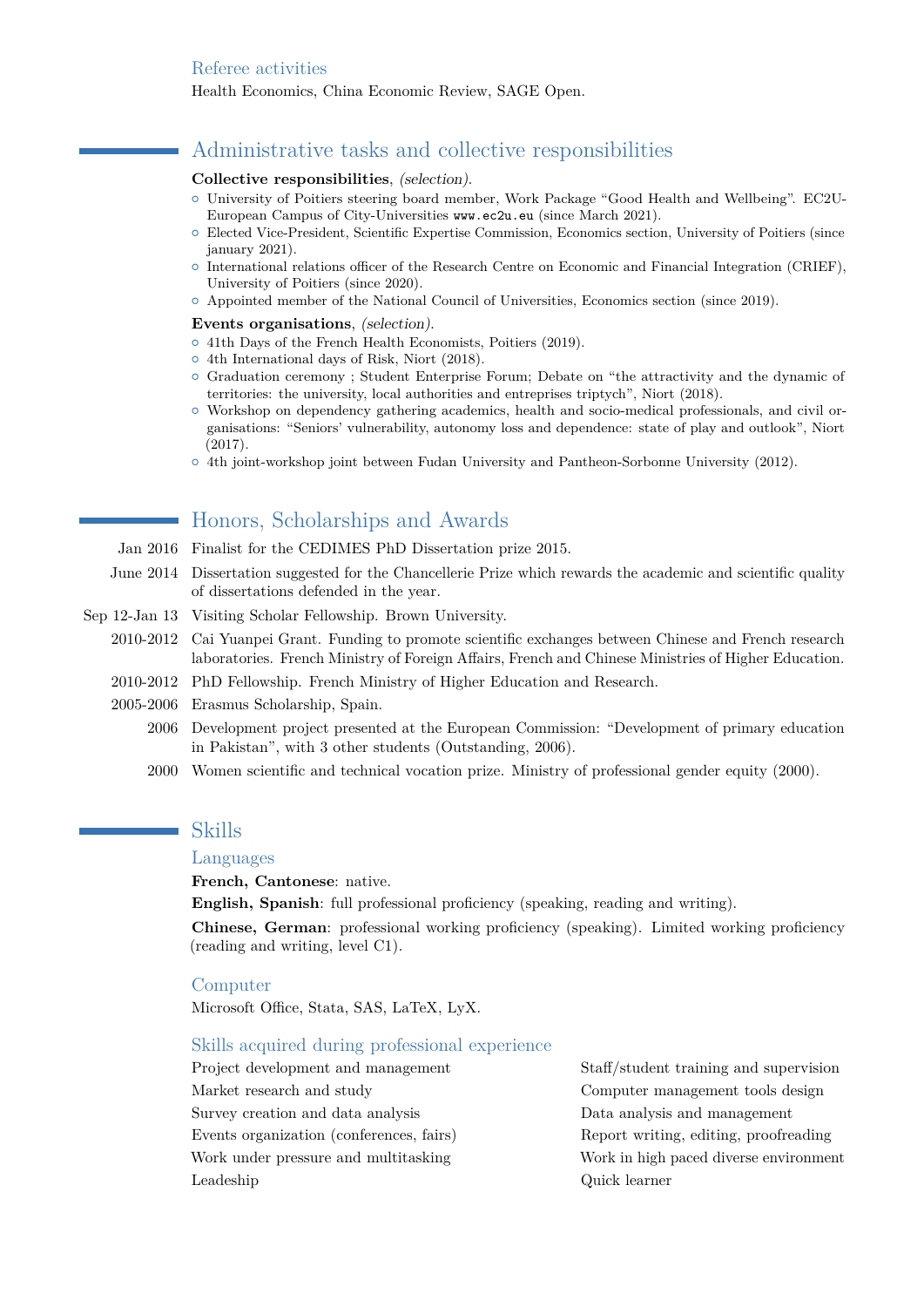### Referee activities

Health Economics, China Economic Review, SAGE Open.

## Administrative tasks and collective responsibilities

**Collective responsibilities**, *(selection)*.

- University of Poitiers steering board member, Work Package "Good Health and Wellbeing". EC2U-European Campus of City-Universities `www.ec2u.eu` (since March 2021).
- Elected Vice-President, Scientific Expertise Commission, Economics section, University of Poitiers (since january 2021).
- International relations officer of the Research Centre on Economic and Financial Integration (CRIEF), University of Poitiers (since 2020).
- Appointed member of the National Council of Universities, Economics section (since 2019).

**Events organisations**, *(selection)*.

- 41th Days of the French Health Economists, Poitiers (2019).
- 4th International days of Risk, Niort (2018).
- Graduation ceremony ; Student Enterprise Forum; Debate on "the attractivity and the dynamic of territories: the university, local authorities and entreprises triptych", Niort (2018).
- Workshop on dependency gathering academics, health and socio-medical professionals, and civil organisations: "Seniors' vulnerability, autonomy loss and dependence: state of play and outlook", Niort (2017).
- 4th joint-workshop joint between Fudan University and Pantheon-Sorbonne University (2012).

## Honors, Scholarships and Awards

| | |
|---|---|
| Jan 2016 | Finalist for the CEDIMES PhD Dissertation prize 2015. |
| June 2014 | Dissertation suggested for the Chancellerie Prize which rewards the academic and scientific quality of dissertations defended in the year. |
| Sep 12-Jan 13 | Visiting Scholar Fellowship. Brown University. |
| 2010-2012 | Cai Yuanpei Grant. Funding to promote scientific exchanges between Chinese and French research laboratories. French Ministry of Foreign Affairs, French and Chinese Ministries of Higher Education. |
| 2010-2012 | PhD Fellowship. French Ministry of Higher Education and Research. |
| 2005-2006 | Erasmus Scholarship, Spain. |
| 2006 | Development project presented at the European Commission: "Development of primary education in Pakistan", with 3 other students (Outstanding, 2006). |
| 2000 | Women scientific and technical vocation prize. Ministry of professional gender equity (2000). |

## Skills

### Languages

**French, Cantonese**: native.

**English, Spanish**: full professional proficiency (speaking, reading and writing).

**Chinese, German**: professional working proficiency (speaking). Limited working proficiency (reading and writing, level C1).

### Computer

Microsoft Office, Stata, SAS, LaTeX, LyX.

### Skills acquired during professional experience

Project development and management
Market research and study
Survey creation and data analysis
Events organization (conferences, fairs)
Work under pressure and multitasking
Leadeship
Staff/student training and supervision
Computer management tools design
Data analysis and management
Report writing, editing, proofreading
Work in high paced diverse environment
Quick learner